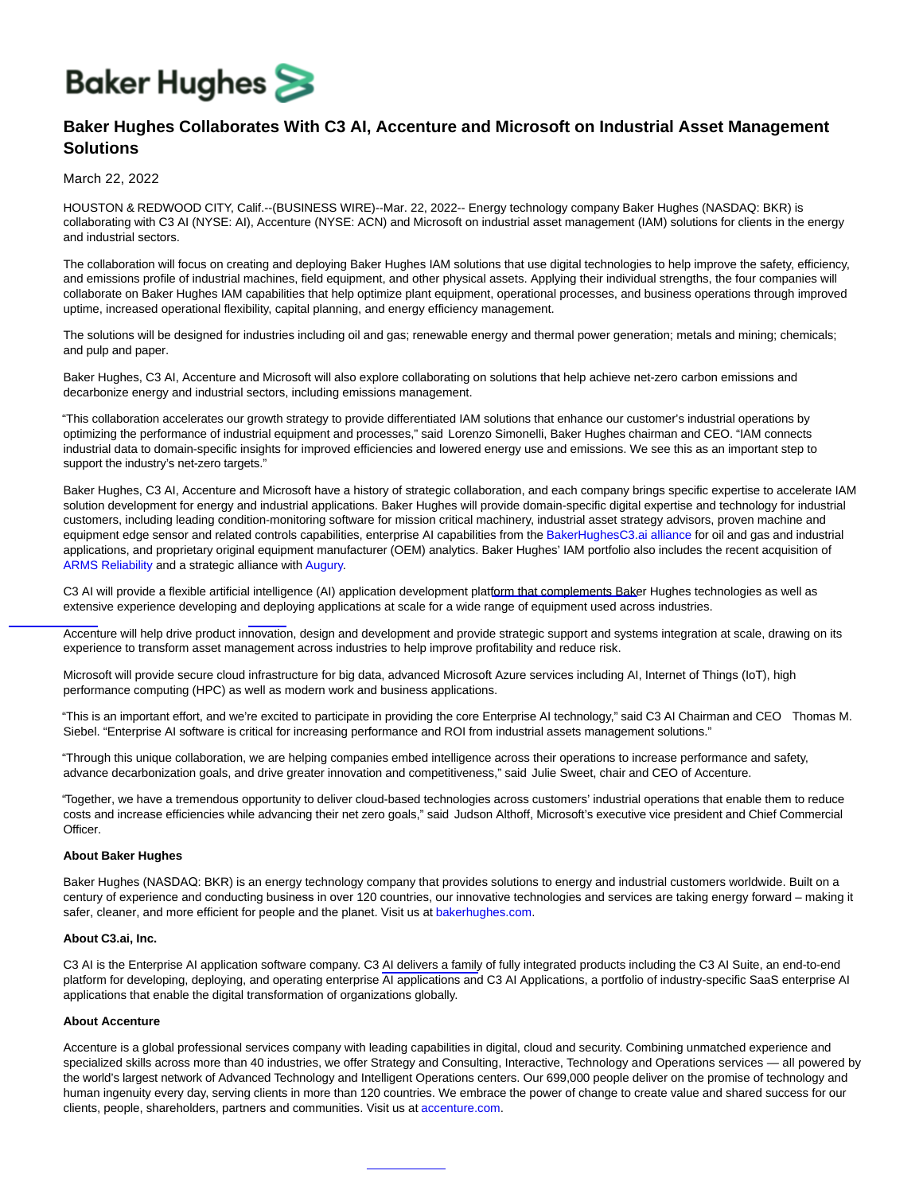Baker Hughes

# Baker Hughes Collaborates With C3 AI, Accenture and Microsoft on Industrial Asset Management Solutions

March 22, 2022

HOUSTON & REDWOOD CITY, Calif.--(BUSINESS WIRE)--Mar. 22, 2022-- Energy technology company Baker Hughes (NASDAQ: BKR) is collaborating with C3 AI (NYSE: AI), Accenture (NYSE: ACN) and Microsoft on industrial asset management (IAM) solutions for clients in the energy and industrial sectors.

The collaboration will focus on creating and deploying Baker Hughes IAM solutions that use digital technologies to help improve the safety, efficiency, and emissions profile of industrial machines, field equipment, and other physical assets. Applying their individual strengths, the four companies will collaborate on Baker Hughes IAM capabilities that help optimize plant equipment, operational processes, and business operations through improved uptime, increased operational flexibility, capital planning, and energy efficiency management.

The solutions will be designed for industries including oil and gas; renewable energy and thermal power generation; metals and mining; chemicals; and pulp and paper.

Baker Hughes, C3 AI, Accenture and Microsoft will also explore collaborating on solutions that help achieve net-zero carbon emissions and decarbonize energy and industrial sectors, including emissions management.

"This collaboration accelerates our growth strategy to provide differentiated IAM solutions that enhance our customer's industrial operations by optimizing the performance of industrial equipment and processes," said Lorenzo Simonelli, Baker Hughes chairman and CEO. "IAM connects industrial data to domain-specific insights for improved efficiencies and lowered energy use and emissions. We see this as an important step to support the industry's net-zero targets."

Baker Hughes, C3 AI, Accenture and Microsoft have a history of strategic collaboration, and each company brings specific expertise to accelerate IAM solution development for energy and industrial applications. Baker Hughes will provide domain-specific digital expertise and technology for industrial customers, including leading condition-monitoring software for mission critical machinery, industrial asset strategy advisors, proven machine and equipment edge sensor and related controls capabilities, enterprise AI capabilities from the BakerHughesC3.ai alliance for oil and gas and industrial applications, and proprietary original equipment manufacturer (OEM) analytics. Baker Hughes' IAM portfolio also includes the recent acquisition of ARMS Reliability and a strategic alliance with Augury.

C3 AI will provide a flexible artificial intelligence (AI) application development platform that complements Baker Hughes technologies as well as extensive experience developing and deploying applications at scale for a wide range of equipment used across industries.

Accenture will help drive product innovation, design and development and provide strategic support and systems integration at scale, drawing on its experience to transform asset management across industries to help improve profitability and reduce risk.

Microsoft will provide secure cloud infrastructure for big data, advanced Microsoft Azure services including AI, Internet of Things (IoT), high performance computing (HPC) as well as modern work and business applications.

"This is an important effort, and we're excited to participate in providing the core Enterprise AI technology," said C3 AI Chairman and CEO Thomas M. Siebel. "Enterprise AI software is critical for increasing performance and ROI from industrial assets management solutions."

"Through this unique collaboration, we are helping companies embed intelligence across their operations to increase performance and safety, advance decarbonization goals, and drive greater innovation and competitiveness," said Julie Sweet, chair and CEO of Accenture.

"Together, we have a tremendous opportunity to deliver cloud-based technologies across customers' industrial operations that enable them to reduce costs and increase efficiencies while advancing their net zero goals," said Judson Althoff, Microsoft's executive vice president and Chief Commercial Officer.

**About Baker Hughes**

Baker Hughes (NASDAQ: BKR) is an energy technology company that provides solutions to energy and industrial customers worldwide. Built on a century of experience and conducting business in over 120 countries, our innovative technologies and services are taking energy forward – making it safer, cleaner, and more efficient for people and the planet. Visit us at bakerhughes.com.

**About C3.ai, Inc.**

C3 AI is the Enterprise AI application software company. C3 AI delivers a family of fully integrated products including the C3 AI Suite, an end-to-end platform for developing, deploying, and operating enterprise AI applications and C3 AI Applications, a portfolio of industry-specific SaaS enterprise AI applications that enable the digital transformation of organizations globally.

**About Accenture**

Accenture is a global professional services company with leading capabilities in digital, cloud and security. Combining unmatched experience and specialized skills across more than 40 industries, we offer Strategy and Consulting, Interactive, Technology and Operations services — all powered by the world's largest network of Advanced Technology and Intelligent Operations centers. Our 699,000 people deliver on the promise of technology and human ingenuity every day, serving clients in more than 120 countries. We embrace the power of change to create value and shared success for our clients, people, shareholders, partners and communities. Visit us at accenture.com.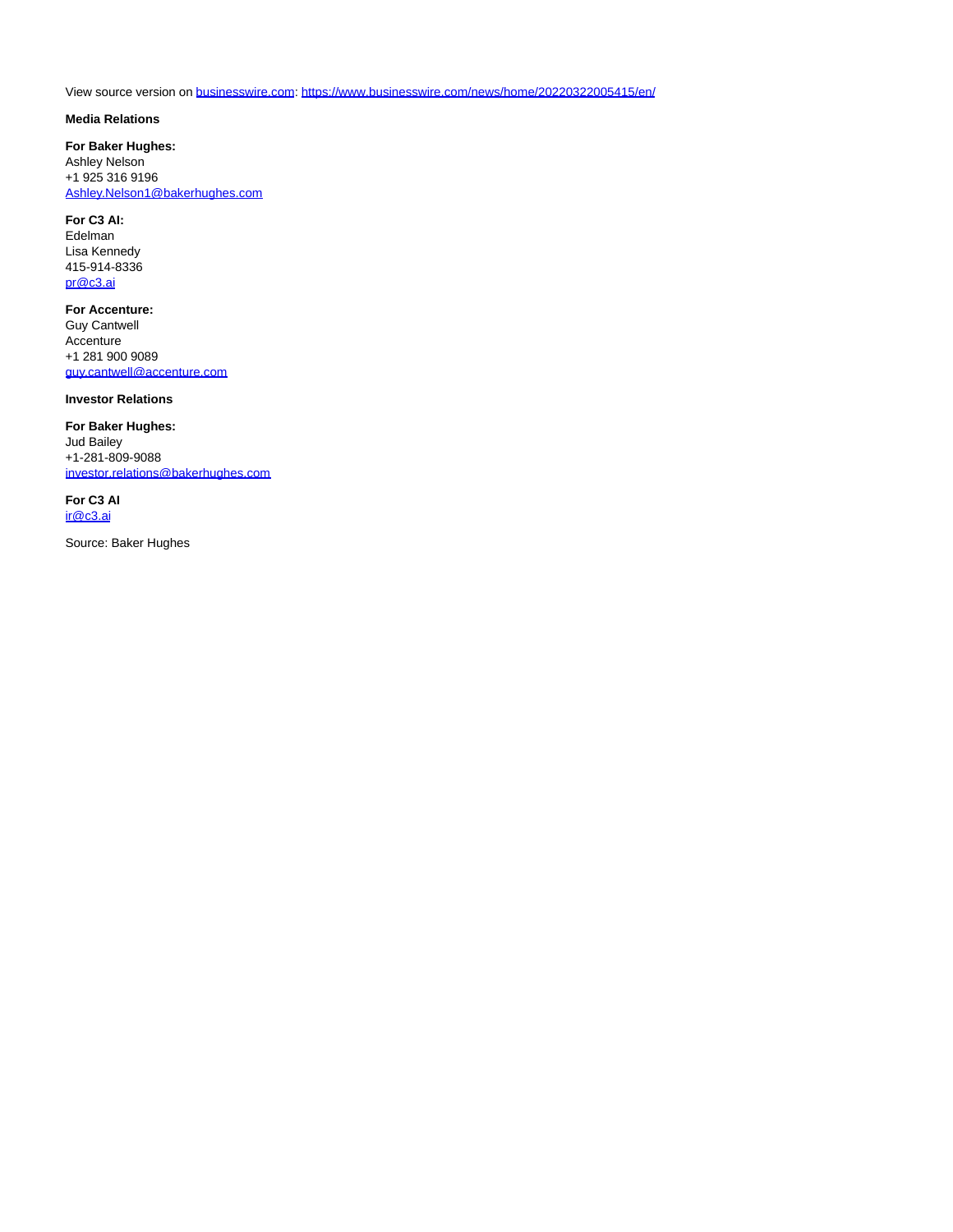View source version on businesswire.com: https://www.businesswire.com/news/home/20220322005415/en/

**Media Relations**

**For Baker Hughes:**
Ashley Nelson
+1 925 316 9196
Ashley.Nelson1@bakerhughes.com

**For C3 AI:**
Edelman
Lisa Kennedy
415-914-8336
pr@c3.ai

**For Accenture:**
Guy Cantwell
Accenture
+1 281 900 9089
guy.cantwell@accenture.com

**Investor Relations**

**For Baker Hughes:**
Jud Bailey
+1-281-809-9088
investor.relations@bakerhughes.com

**For C3 AI**
ir@c3.ai

Source: Baker Hughes